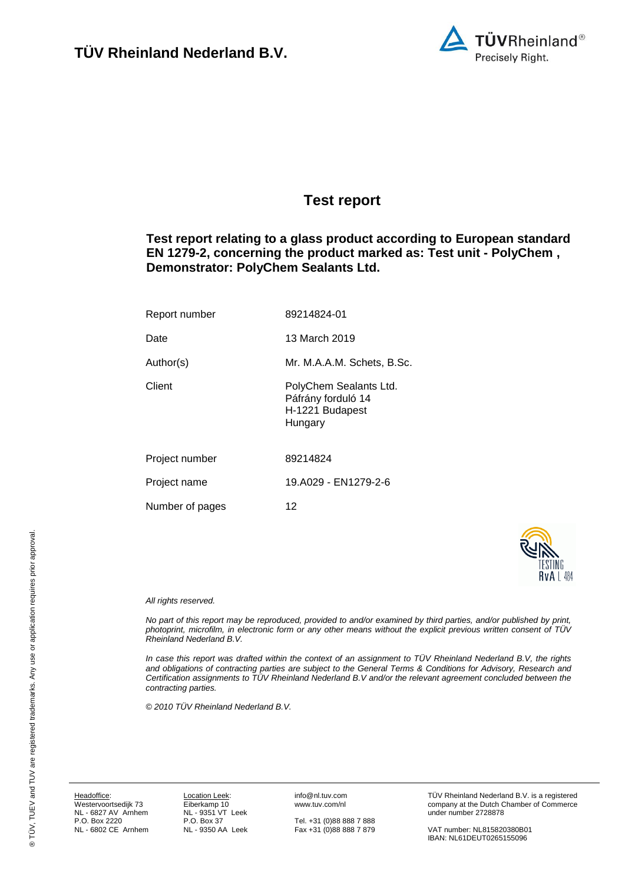# TÜV Rheinland Nederland B.V.

## Test report

### Test report relating to a glass product according to European standard EN 1279-2, concerning the product marked as: Test unit - PolyChem , Demonstrator: PolyChem Sealants Ltd.

| | |
|---|---|
| Report number | 89214824-01 |
| Date | 13 March 2019 |
| Author(s) | Mr. M.A.A.M. Schets, B.Sc. |
| Client | PolyChem Sealants Ltd.<br>Páfrány forduló 14<br>H-1221 Budapest<br>Hungary |
| Project number | 89214824 |
| Project name | 19.A029 - EN1279-2-6 |
| Number of pages | 12 |

*All rights reserved.*

*No part of this report may be reproduced, provided to and/or examined by third parties, and/or published by print, photoprint, microfilm, in electronic form or any other means without the explicit previous written consent of TÜV Rheinland Nederland B.V.*

*In case this report was drafted within the context of an assignment to TÜV Rheinland Nederland B.V, the rights and obligations of contracting parties are subject to the General Terms & Conditions for Advisory, Research and Certification assignments to TÜV Rheinland Nederland B.V and/or the relevant agreement concluded between the contracting parties.*

*© 2010 TÜV Rheinland Nederland B.V.*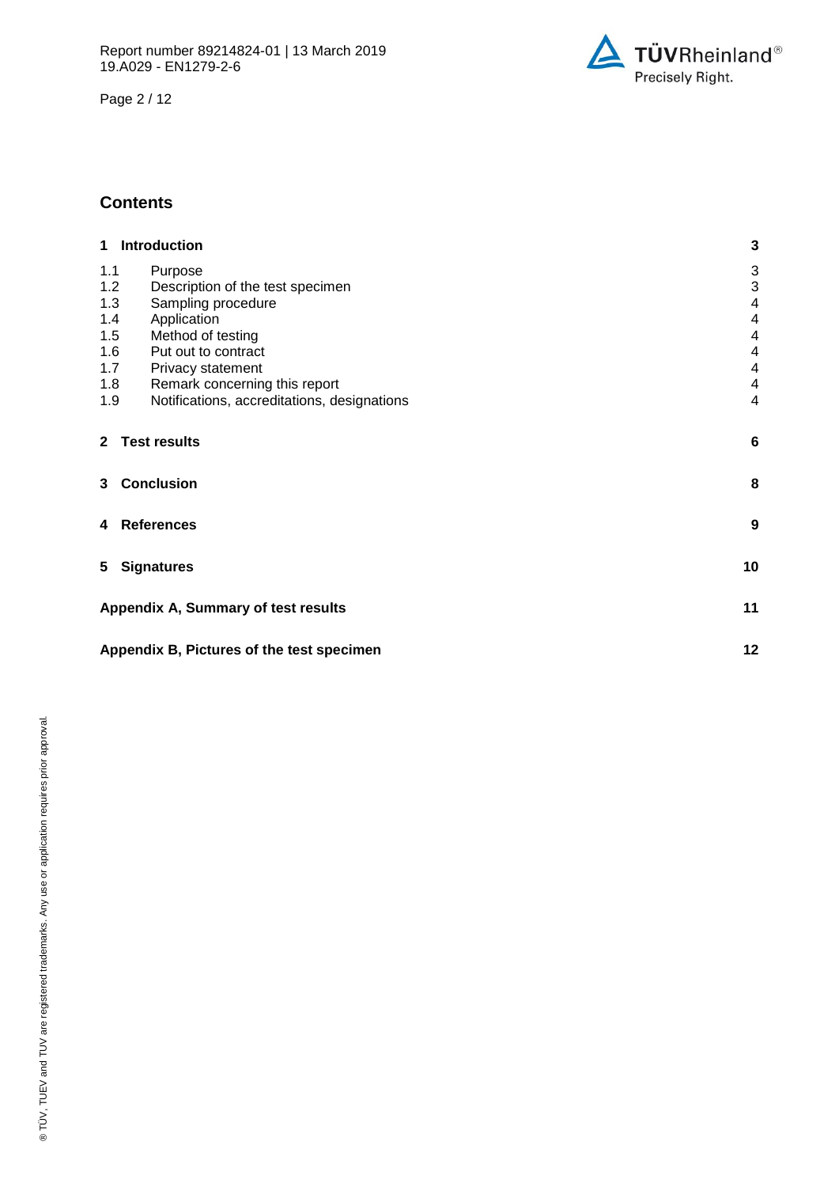## Contents

| | | |
|---|---|---|
| **1** | **Introduction** | **3** |
| 1.1 | Purpose | 3 |
| 1.2 | Description of the test specimen | 3 |
| 1.3 | Sampling procedure | 4 |
| 1.4 | Application | 4 |
| 1.5 | Method of testing | 4 |
| 1.6 | Put out to contract | 4 |
| 1.7 | Privacy statement | 4 |
| 1.8 | Remark concerning this report | 4 |
| 1.9 | Notifications, accreditations, designations | 4 |
| **2** | **Test results** | **6** |
| **3** | **Conclusion** | **8** |
| **4** | **References** | **9** |
| **5** | **Signatures** | **10** |
| **Appendix A, Summary of test results** | | **11** |
| **Appendix B, Pictures of the test specimen** | | **12** |

® TÜV, TUEV and TUV are registered trademarks. Any use or application requires prior approval.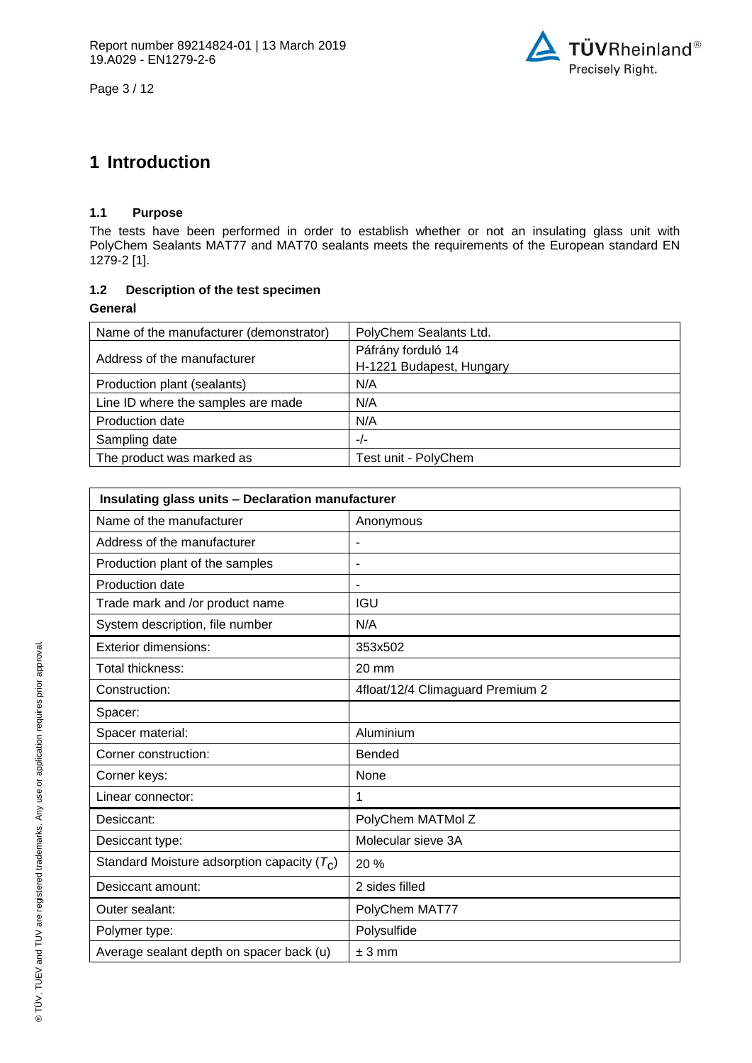# 1 Introduction

### 1.1 Purpose

The tests have been performed in order to establish whether or not an insulating glass unit with PolyChem Sealants MAT77 and MAT70 sealants meets the requirements of the European standard EN 1279-2 [1].

### 1.2 Description of the test specimen

**General**

| Name of the manufacturer (demonstrator) | PolyChem Sealants Ltd. |
|---|---|
| Address of the manufacturer | Páfrány forduló 14<br>H-1221 Budapest, Hungary |
| Production plant (sealants) | N/A |
| Line ID where the samples are made | N/A |
| Production date | N/A |
| Sampling date | -/- |
| The product was marked as | Test unit - PolyChem |

| **Insulating glass units – Declaration manufacturer** | |
|---|---|
| Name of the manufacturer | Anonymous |
| Address of the manufacturer | - |
| Production plant of the samples | - |
| Production date | - |
| Trade mark and /or product name | IGU |
| System description, file number | N/A |
| Exterior dimensions: | 353x502 |
| Total thickness: | 20 mm |
| Construction: | 4float/12/4 Climaguard Premium 2 |
| Spacer: | |
| Spacer material: | Aluminium |
| Corner construction: | Bended |
| Corner keys: | None |
| Linear connector: | 1 |
| Desiccant: | PolyChem MATMol Z |
| Desiccant type: | Molecular sieve 3A |
| Standard Moisture adsorption capacity ($T_C$) | 20 % |
| Desiccant amount: | 2 sides filled |
| Outer sealant: | PolyChem MAT77 |
| Polymer type: | Polysulfide |
| Average sealant depth on spacer back (u) | ± 3 mm |

® TÜV, TUEV and TUV are registered trademarks. Any use or application requires prior approval.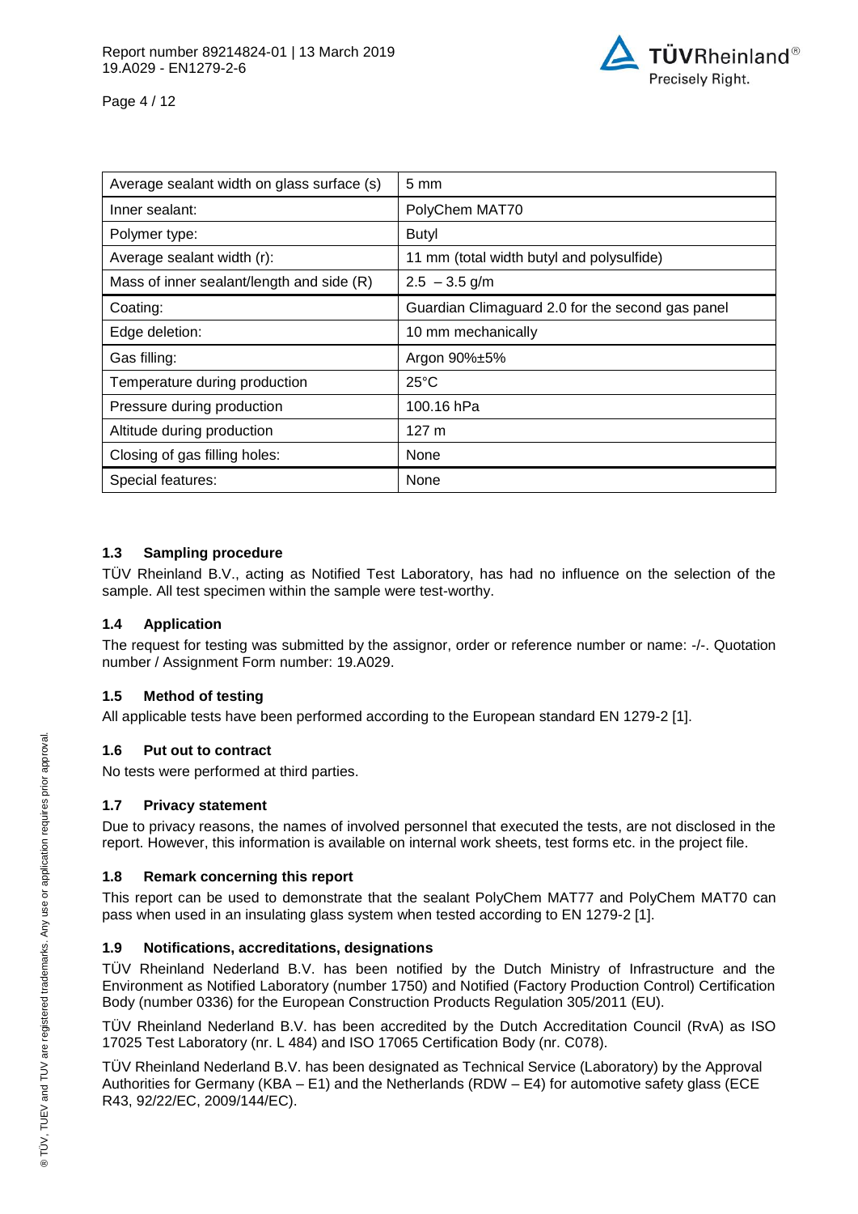| Average sealant width on glass surface (s) | 5 mm |
| --- | --- |
| Inner sealant: | PolyChem MAT70 |
| Polymer type: | Butyl |
| Average sealant width (r): | 11 mm (total width butyl and polysulfide) |
| Mass of inner sealant/length and side (R) | 2.5 – 3.5 g/m |
| Coating: | Guardian Climaguard 2.0 for the second gas panel |
| Edge deletion: | 10 mm mechanically |
| Gas filling: | Argon 90%±5% |
| Temperature during production | 25°C |
| Pressure during production | 100.16 hPa |
| Altitude during production | 127 m |
| Closing of gas filling holes: | None |
| Special features: | None |

### 1.3 Sampling procedure

TÜV Rheinland B.V., acting as Notified Test Laboratory, has had no influence on the selection of the sample. All test specimen within the sample were test-worthy.

### 1.4 Application

The request for testing was submitted by the assignor, order or reference number or name: -/-. Quotation number / Assignment Form number: 19.A029.

### 1.5 Method of testing

All applicable tests have been performed according to the European standard EN 1279-2 [1].

### 1.6 Put out to contract

No tests were performed at third parties.

### 1.7 Privacy statement

Due to privacy reasons, the names of involved personnel that executed the tests, are not disclosed in the report. However, this information is available on internal work sheets, test forms etc. in the project file.

### 1.8 Remark concerning this report

This report can be used to demonstrate that the sealant PolyChem MAT77 and PolyChem MAT70 can pass when used in an insulating glass system when tested according to EN 1279-2 [1].

### 1.9 Notifications, accreditations, designations

TÜV Rheinland Nederland B.V. has been notified by the Dutch Ministry of Infrastructure and the Environment as Notified Laboratory (number 1750) and Notified (Factory Production Control) Certification Body (number 0336) for the European Construction Products Regulation 305/2011 (EU).

TÜV Rheinland Nederland B.V. has been accredited by the Dutch Accreditation Council (RvA) as ISO 17025 Test Laboratory (nr. L 484) and ISO 17065 Certification Body (nr. C078).

TÜV Rheinland Nederland B.V. has been designated as Technical Service (Laboratory) by the Approval Authorities for Germany (KBA – E1) and the Netherlands (RDW – E4) for automotive safety glass (ECE R43, 92/22/EC, 2009/144/EC).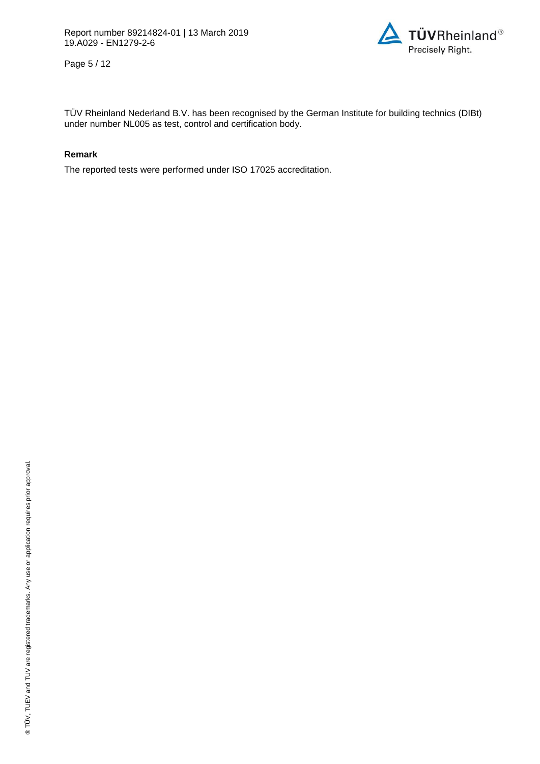TÜV Rheinland Nederland B.V. has been recognised by the German Institute for building technics (DIBt) under number NL005 as test, control and certification body.

**Remark**

The reported tests were performed under ISO 17025 accreditation.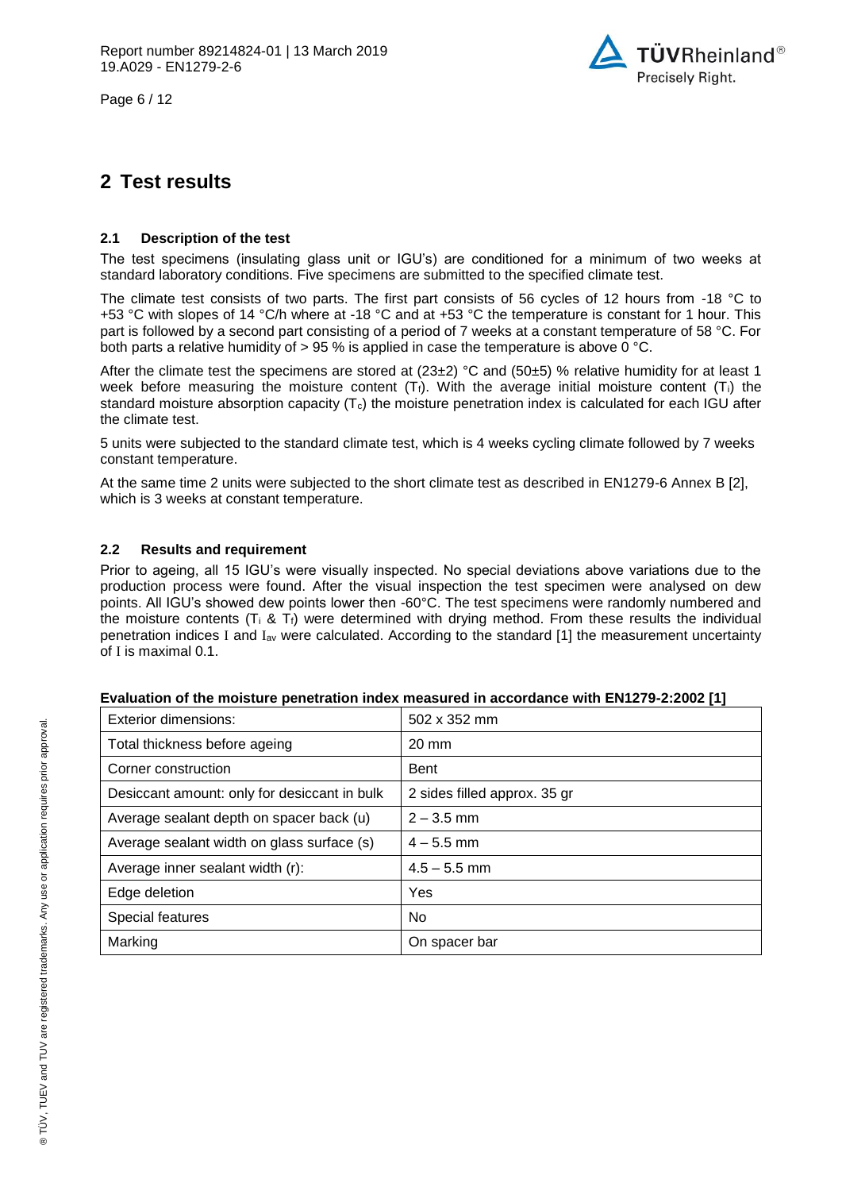# 2 Test results

## 2.1 Description of the test

The test specimens (insulating glass unit or IGU's) are conditioned for a minimum of two weeks at standard laboratory conditions. Five specimens are submitted to the specified climate test.

The climate test consists of two parts. The first part consists of 56 cycles of 12 hours from -18 °C to +53 °C with slopes of 14 °C/h where at -18 °C and at +53 °C the temperature is constant for 1 hour. This part is followed by a second part consisting of a period of 7 weeks at a constant temperature of 58 °C. For both parts a relative humidity of > 95 % is applied in case the temperature is above 0 °C.

After the climate test the specimens are stored at (23±2) °C and (50±5) % relative humidity for at least 1 week before measuring the moisture content ($T_f$). With the average initial moisture content ($T_i$) the standard moisture absorption capacity ($T_c$) the moisture penetration index is calculated for each IGU after the climate test.

5 units were subjected to the standard climate test, which is 4 weeks cycling climate followed by 7 weeks constant temperature.

At the same time 2 units were subjected to the short climate test as described in EN1279-6 Annex B [2], which is 3 weeks at constant temperature.

## 2.2 Results and requirement

Prior to ageing, all 15 IGU's were visually inspected. No special deviations above variations due to the production process were found. After the visual inspection the test specimen were analysed on dew points. All IGU's showed dew points lower then -60°C. The test specimens were randomly numbered and the moisture contents ($T_i$ & $T_f$) were determined with drying method. From these results the individual penetration indices $I$ and $I_{av}$ were calculated. According to the standard [1] the measurement uncertainty of $I$ is maximal 0.1.

**Evaluation of the moisture penetration index measured in accordance with EN1279-2:2002 [1]**

| Exterior dimensions: | 502 x 352 mm |
|---|---|
| Total thickness before ageing | 20 mm |
| Corner construction | Bent |
| Desiccant amount: only for desiccant in bulk | 2 sides filled approx. 35 gr |
| Average sealant depth on spacer back (u) | 2 – 3.5 mm |
| Average sealant width on glass surface (s) | 4 – 5.5 mm |
| Average inner sealant width (r): | 4.5 – 5.5 mm |
| Edge deletion | Yes |
| Special features | No |
| Marking | On spacer bar |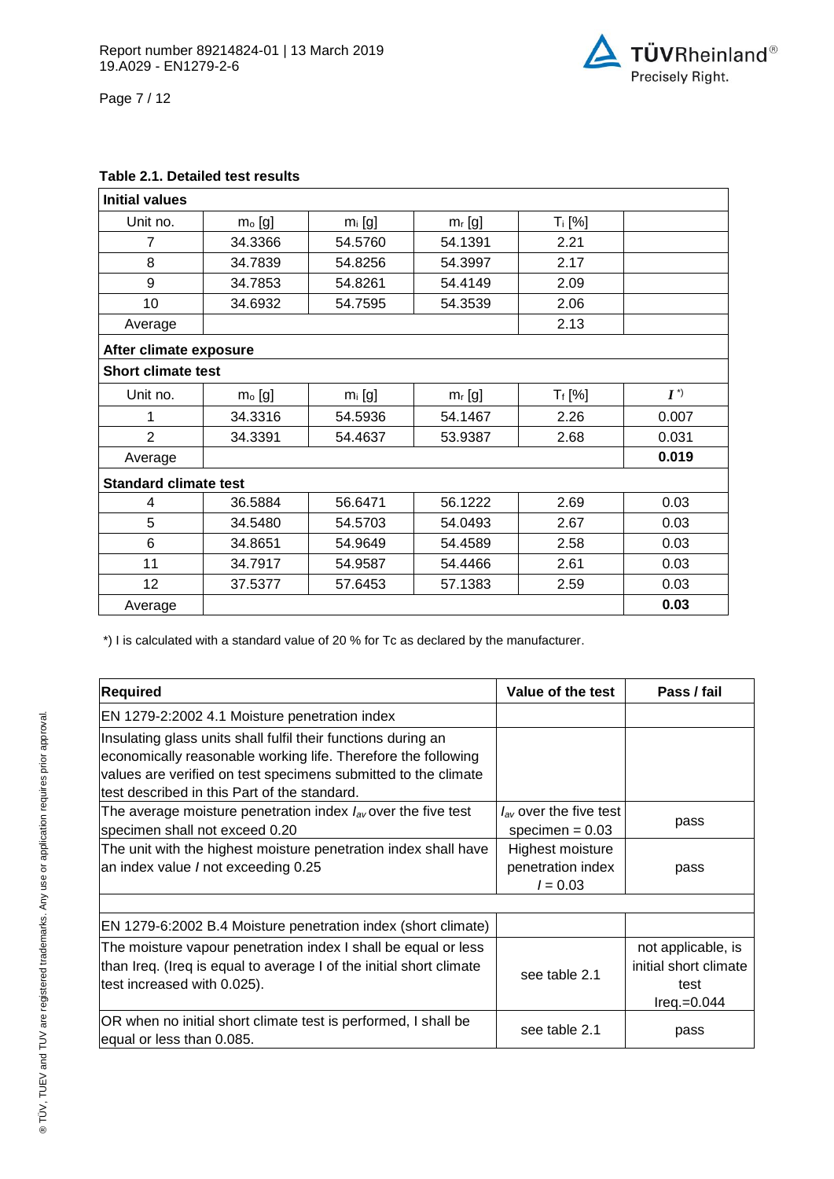**Table 2.1. Detailed test results**

| **Initial values** | | | | | |
|---|---|---|---|---|---|
| Unit no. | $m_o$ [g] | $m_i$ [g] | $m_f$ [g] | $T_i$ [%] | |
| 7 | 34.3366 | 54.5760 | 54.1391 | 2.21 | |
| 8 | 34.7839 | 54.8256 | 54.3997 | 2.17 | |
| 9 | 34.7853 | 54.8261 | 54.4149 | 2.09 | |
| 10 | 34.6932 | 54.7595 | 54.3539 | 2.06 | |
| Average | | | | 2.13 | |
| **After climate exposure** | | | | | |
| **Short climate test** | | | | | |
| Unit no. | $m_o$ [g] | $m_i$ [g] | $m_f$ [g] | $T_f$ [%] | $I$ *) |
| 1 | 34.3316 | 54.5936 | 54.1467 | 2.26 | 0.007 |
| 2 | 34.3391 | 54.4637 | 53.9387 | 2.68 | 0.031 |
| Average | | | | | **0.019** |
| **Standard climate test** | | | | | |
| 4 | 36.5884 | 56.6471 | 56.1222 | 2.69 | 0.03 |
| 5 | 34.5480 | 54.5703 | 54.0493 | 2.67 | 0.03 |
| 6 | 34.8651 | 54.9649 | 54.4589 | 2.58 | 0.03 |
| 11 | 34.7917 | 54.9587 | 54.4466 | 2.61 | 0.03 |
| 12 | 37.5377 | 57.6453 | 57.1383 | 2.59 | 0.03 |
| Average | | | | | **0.03** |

*) I is calculated with a standard value of 20 % for Tc as declared by the manufacturer.

| **Required** | **Value of the test** | **Pass / fail** |
|---|---|---|
| EN 1279-2:2002 4.1 Moisture penetration index | | |
| Insulating glass units shall fulfil their functions during an economically reasonable working life. Therefore the following values are verified on test specimens submitted to the climate test described in this Part of the standard. | | |
| The average moisture penetration index $I_{av}$ over the five test specimen shall not exceed 0.20 | $I_{av}$ over the five test specimen = 0.03 | pass |
| The unit with the highest moisture penetration index shall have an index value $I$ not exceeding 0.25 | Highest moisture penetration index $I$ = 0.03 | pass |
| | | |
| EN 1279-6:2002 B.4 Moisture penetration index (short climate) | | |
| The moisture vapour penetration index I shall be equal or less than Ireq. (Ireq is equal to average I of the initial short climate test increased with 0.025). | see table 2.1 | not applicable, is initial short climate test Ireq.=0.044 |
| OR when no initial short climate test is performed, I shall be equal or less than 0.085. | see table 2.1 | pass |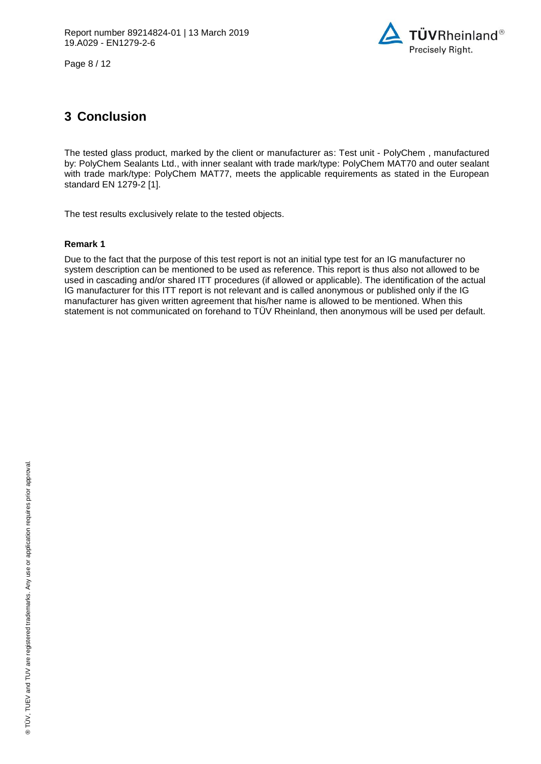# 3 Conclusion

The tested glass product, marked by the client or manufacturer as: Test unit - PolyChem , manufactured by: PolyChem Sealants Ltd., with inner sealant with trade mark/type: PolyChem MAT70 and outer sealant with trade mark/type: PolyChem MAT77, meets the applicable requirements as stated in the European standard EN 1279-2 [1].

The test results exclusively relate to the tested objects.

**Remark 1**

Due to the fact that the purpose of this test report is not an initial type test for an IG manufacturer no system description can be mentioned to be used as reference. This report is thus also not allowed to be used in cascading and/or shared ITT procedures (if allowed or applicable). The identification of the actual IG manufacturer for this ITT report is not relevant and is called anonymous or published only if the IG manufacturer has given written agreement that his/her name is allowed to be mentioned. When this statement is not communicated on forehand to TÜV Rheinland, then anonymous will be used per default.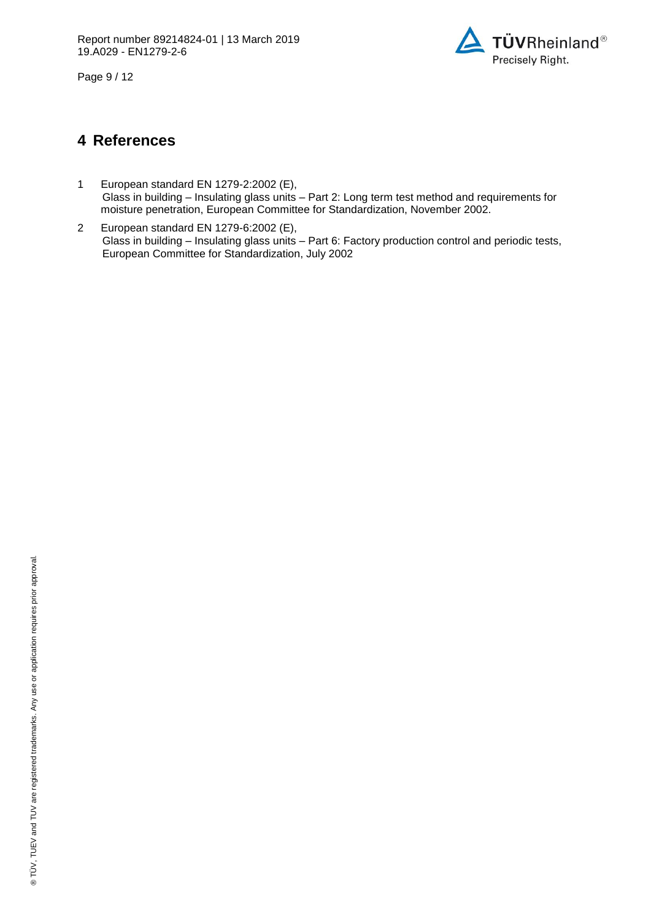# 4 References

1. European standard EN 1279-2:2002 (E),
   Glass in building – Insulating glass units – Part 2: Long term test method and requirements for moisture penetration, European Committee for Standardization, November 2002.

2. European standard EN 1279-6:2002 (E),
   Glass in building – Insulating glass units – Part 6: Factory production control and periodic tests, European Committee for Standardization, July 2002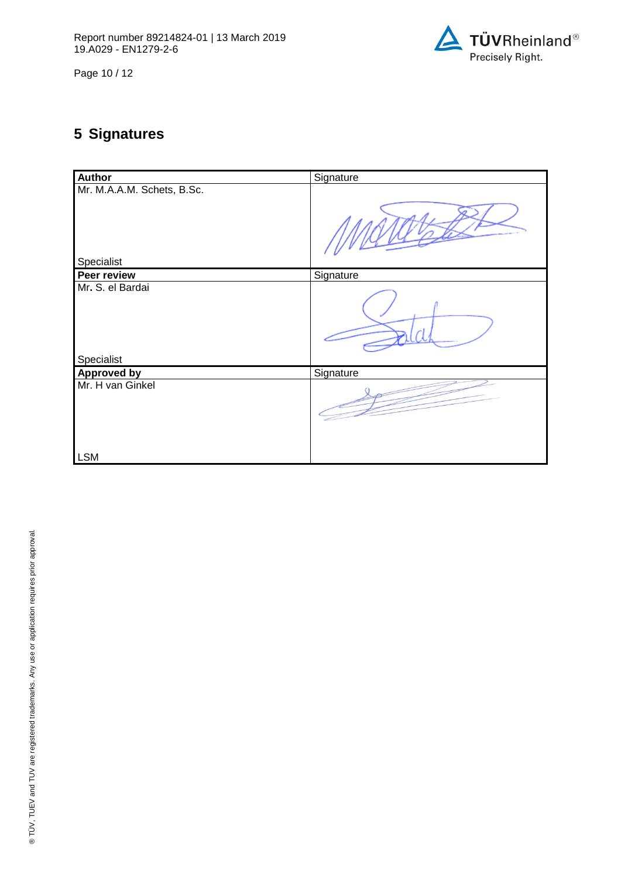## 5 Signatures

| **Author** | Signature |
|---|---|
| Mr. M.A.A.M. Schets, B.Sc.<br><br>Specialist | |
| **Peer review** | Signature |
| Mr. S. el Bardai<br><br>Specialist | |
| **Approved by** | Signature |
| Mr. H van Ginkel<br><br>LSM | |

® TÜV, TUEV and TUV are registered trademarks. Any use or application requires prior approval.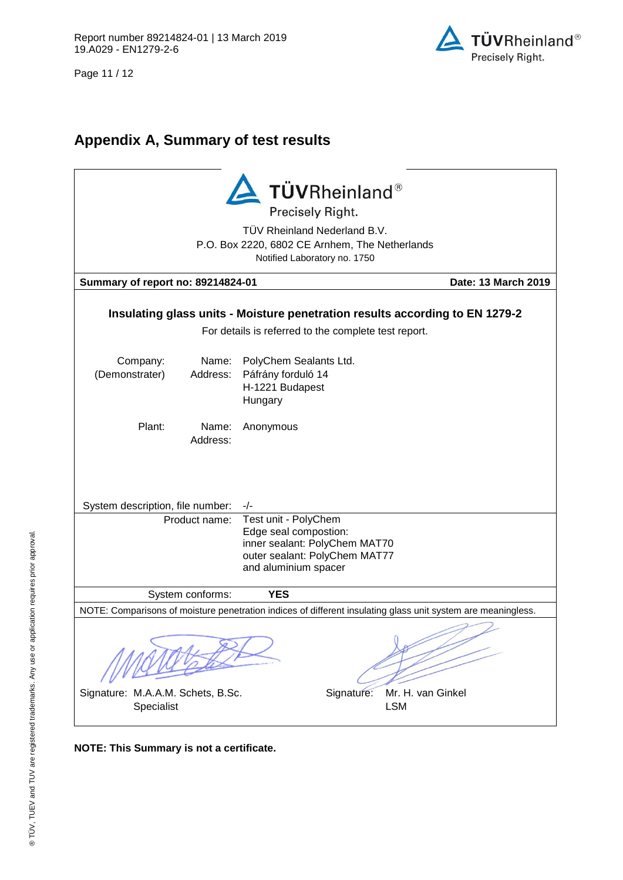## Appendix A, Summary of test results

TÜVRheinland®
Precisely Right.

TÜV Rheinland Nederland B.V.
P.O. Box 2220, 6802 CE Arnhem, The Netherlands
Notified Laboratory no. 1750

| **Summary of report no: 89214824-01** | **Date: 13 March 2019** |
|---|---|

**Insulating glass units - Moisture penetration results according to EN 1279-2**

For details is referred to the complete test report.

| | | |
|---|---|---|
| Company: (Demonstrater) | Name: | PolyChem Sealants Ltd. |
| | Address: | Páfrány forduló 14<br>H-1221 Budapest<br>Hungary |
| Plant: | Name: | Anonymous |
| | Address: | |
| System description, file number: | | -/- |
| Product name: | | Test unit - PolyChem<br>Edge seal compostion:<br>inner sealant: PolyChem MAT70<br>outer sealant: PolyChem MAT77<br>and aluminium spacer |
| System conforms: | | **YES** |

NOTE: Comparisons of moisture penetration indices of different insulating glass unit system are meaningless.

Signature: M.A.A.M. Schets, B.Sc.
Specialist

Signature: Mr. H. van Ginkel
LSM

**NOTE: This Summary is not a certificate.**

® TÜV, TUEV and TUV are registered trademarks. Any use or application requires prior approval.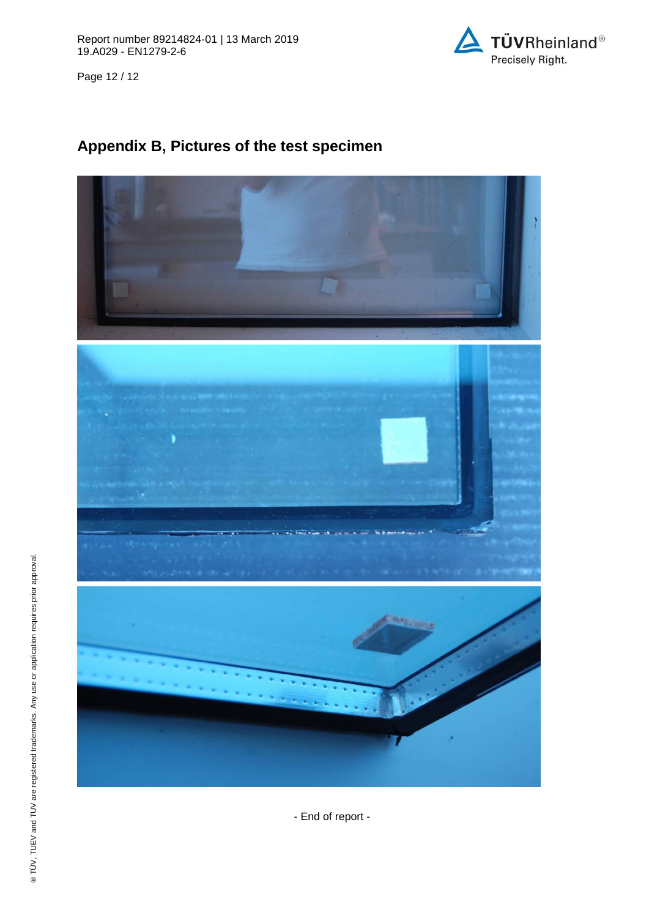## Appendix B, Pictures of the test specimen

- End of report -